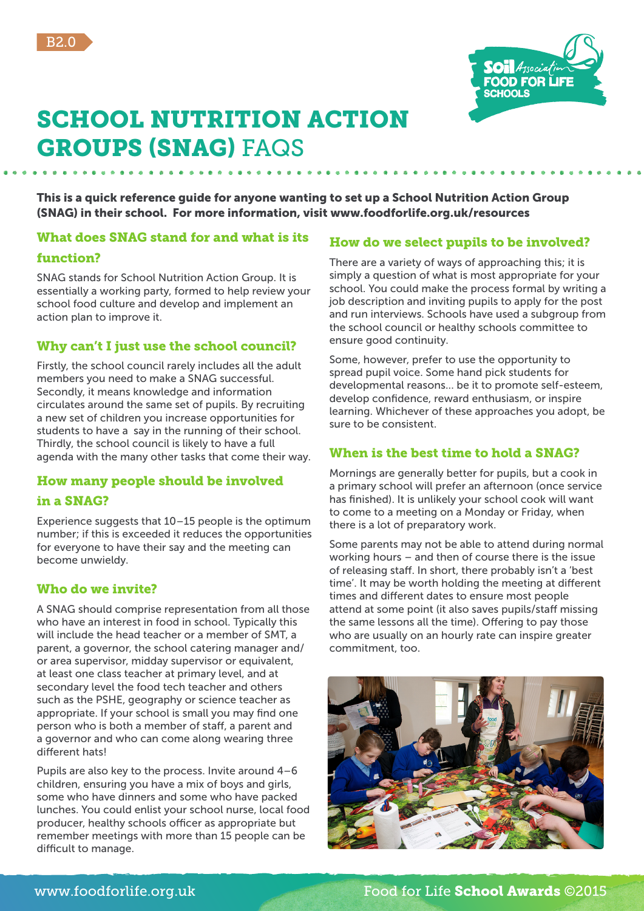B2.0

# SCHOOL NUTRITION ACTION GROUPS (SNAG) FAQS

**This is a quick reference guide for anyone wanting to set up a School Nutrition Action Group (SNAG) in their school. For more information, visit www.foodforlife.org.uk/resources**

## What does SNAG stand for and what is its function?

SNAG stands for School Nutrition Action Group. It is essentially a working party, formed to help review your school food culture and develop and implement an action plan to improve it.

## Why can't I just use the school council?

Firstly, the school council rarely includes all the adult members you need to make a SNAG successful. Secondly, it means knowledge and information circulates around the same set of pupils. By recruiting a new set of children you increase opportunities for students to have a say in the running of their school. Thirdly, the school council is likely to have a full agenda with the many other tasks that come their way.

## How many people should be involved in a SNAG?

Experience suggests that 10–15 people is the optimum number; if this is exceeded it reduces the opportunities for everyone to have their say and the meeting can become unwieldy.

## Who do we invite?

A SNAG should comprise representation from all those who have an interest in food in school. Typically this will include the head teacher or a member of SMT, a parent, a governor, the school catering manager and/or area supervisor, midday supervisor or equivalent, at least one class teacher at primary level, and at secondary level the food tech teacher and others such as the PSHE, geography or science teacher as appropriate. If your school is small you may find one person who is both a member of staff, a parent and a governor and who can come along wearing three different hats!

Pupils are also key to the process. Invite around 4–6 children, ensuring you have a mix of boys and girls, some who have dinners and some who have packed lunches. You could enlist your school nurse, local food producer, healthy schools officer as appropriate but remember meetings with more than 15 people can be difficult to manage.

## How do we select pupils to be involved?

There are a variety of ways of approaching this; it is simply a question of what is most appropriate for your school. You could make the process formal by writing a job description and inviting pupils to apply for the post and run interviews. Schools have used a subgroup from the school council or healthy schools committee to ensure good continuity.

Some, however, prefer to use the opportunity to spread pupil voice. Some hand pick students for developmental reasons... be it to promote self-esteem, develop confidence, reward enthusiasm, or inspire learning. Whichever of these approaches you adopt, be sure to be consistent.

## When is the best time to hold a SNAG?

Mornings are generally better for pupils, but a cook in a primary school will prefer an afternoon (once service has finished). It is unlikely your school cook will want to come to a meeting on a Monday or Friday, when there is a lot of preparatory work.

Some parents may not be able to attend during normal working hours – and then of course there is the issue of releasing staff. In short, there probably isn't a 'best time'. It may be worth holding the meeting at different times and different dates to ensure most people attend at some point (it also saves pupils/staff missing the same lessons all the time). Offering to pay those who are usually on an hourly rate can inspire greater commitment, too.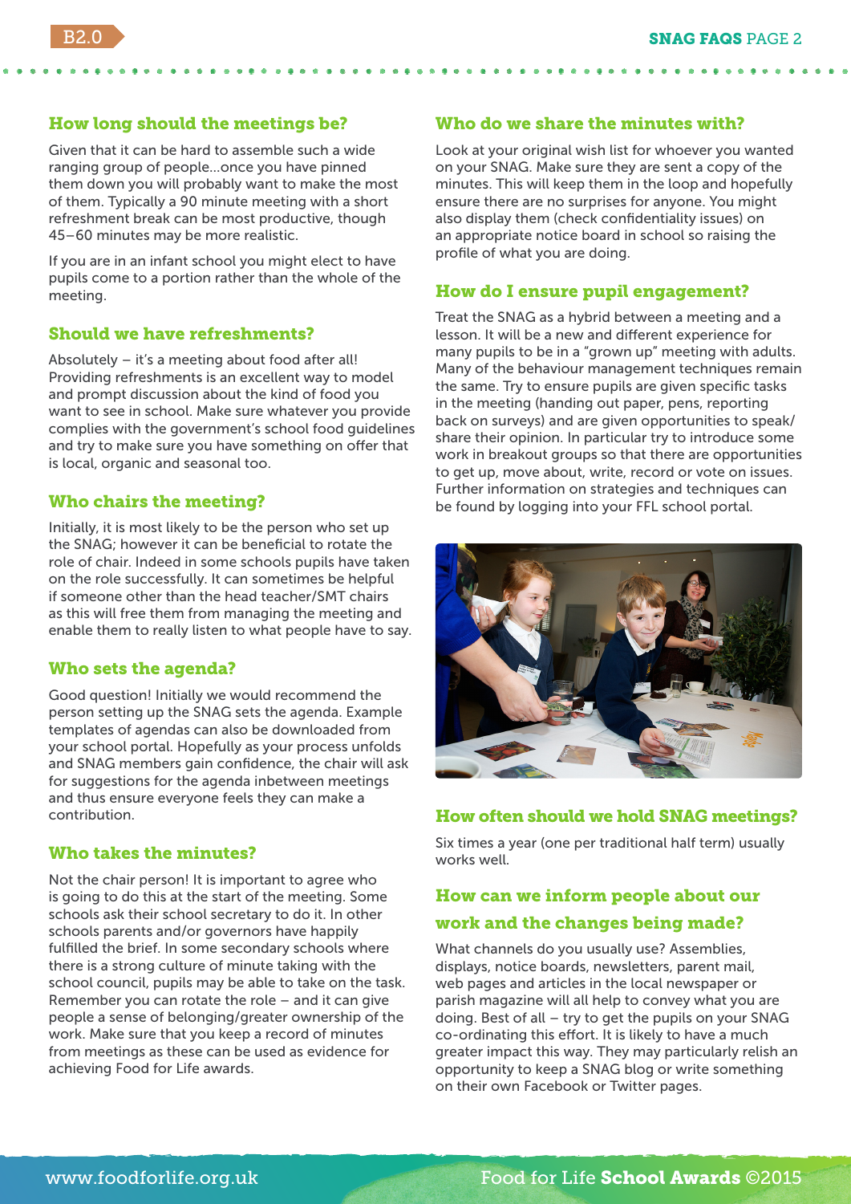## How long should the meetings be?

Given that it can be hard to assemble such a wide ranging group of people…once you have pinned them down you will probably want to make the most of them. Typically a 90 minute meeting with a short refreshment break can be most productive, though 45–60 minutes may be more realistic.

If you are in an infant school you might elect to have pupils come to a portion rather than the whole of the meeting.

## Should we have refreshments?

Absolutely – it's a meeting about food after all! Providing refreshments is an excellent way to model and prompt discussion about the kind of food you want to see in school. Make sure whatever you provide complies with the government's school food guidelines and try to make sure you have something on offer that is local, organic and seasonal too.

## Who chairs the meeting?

Initially, it is most likely to be the person who set up the SNAG; however it can be beneficial to rotate the role of chair. Indeed in some schools pupils have taken on the role successfully. It can sometimes be helpful if someone other than the head teacher/SMT chairs as this will free them from managing the meeting and enable them to really listen to what people have to say.

## Who sets the agenda?

Good question! Initially we would recommend the person setting up the SNAG sets the agenda. Example templates of agendas can also be downloaded from your school portal. Hopefully as your process unfolds and SNAG members gain confidence, the chair will ask for suggestions for the agenda inbetween meetings and thus ensure everyone feels they can make a contribution.

## Who takes the minutes?

Not the chair person! It is important to agree who is going to do this at the start of the meeting. Some schools ask their school secretary to do it. In other schools parents and/or governors have happily fulfilled the brief. In some secondary schools where there is a strong culture of minute taking with the school council, pupils may be able to take on the task. Remember you can rotate the role – and it can give people a sense of belonging/greater ownership of the work. Make sure that you keep a record of minutes from meetings as these can be used as evidence for achieving Food for Life awards.

## Who do we share the minutes with?

Look at your original wish list for whoever you wanted on your SNAG. Make sure they are sent a copy of the minutes. This will keep them in the loop and hopefully ensure there are no surprises for anyone. You might also display them (check confidentiality issues) on an appropriate notice board in school so raising the profile of what you are doing.

## How do I ensure pupil engagement?

Treat the SNAG as a hybrid between a meeting and a lesson. It will be a new and different experience for many pupils to be in a "grown up" meeting with adults. Many of the behaviour management techniques remain the same. Try to ensure pupils are given specific tasks in the meeting (handing out paper, pens, reporting back on surveys) and are given opportunities to speak/share their opinion. In particular try to introduce some work in breakout groups so that there are opportunities to get up, move about, write, record or vote on issues. Further information on strategies and techniques can be found by logging into your FFL school portal.

## How often should we hold SNAG meetings?

Six times a year (one per traditional half term) usually works well.

## How can we inform people about our work and the changes being made?

What channels do you usually use? Assemblies, displays, notice boards, newsletters, parent mail, web pages and articles in the local newspaper or parish magazine will all help to convey what you are doing. Best of all – try to get the pupils on your SNAG co-ordinating this effort. It is likely to have a much greater impact this way. They may particularly relish an opportunity to keep a SNAG blog or write something on their own Facebook or Twitter pages.